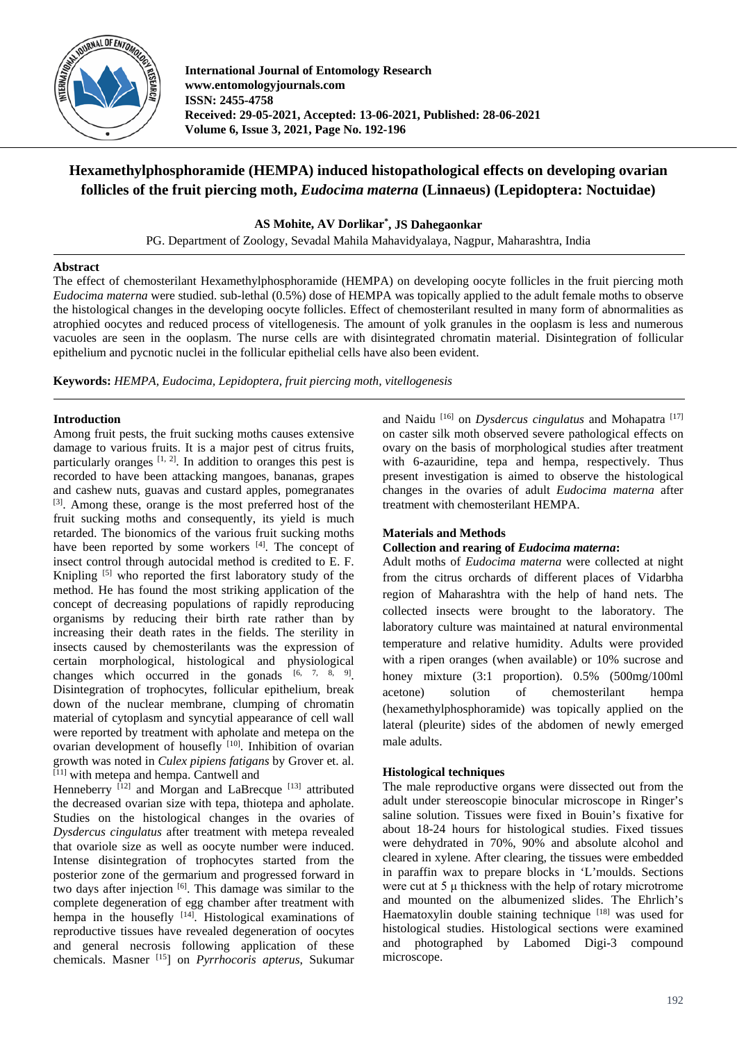# Hexamethylphosphoramide (HEMPA) induced histopathological effects on developing ovarian follicles of the fruit piercing moth, *Eudocima materna* (Linnaeus) (Lepidoptera: Noctuidae)

**AS Mohite, AV Dorlikar\*, JS Dahegaonkar**

PG. Department of Zoology, Sevadal Mahila Mahavidyalaya, Nagpur, Maharashtra, India

## Abstract

The effect of chemosterilant Hexamethylphosphoramide (HEMPA) on developing oocyte follicles in the fruit piercing moth *Eudocima materna* were studied. sub-lethal (0.5%) dose of HEMPA was topically applied to the adult female moths to observe the histological changes in the developing oocyte follicles. Effect of chemosterilant resulted in many form of abnormalities as atrophied oocytes and reduced process of vitellogenesis. The amount of yolk granules in the ooplasm is less and numerous vacuoles are seen in the ooplasm. The nurse cells are with disintegrated chromatin material. Disintegration of follicular epithelium and pycnotic nuclei in the follicular epithelial cells have also been evident.

**Keywords:** *HEMPA, Eudocima, Lepidoptera, fruit piercing moth, vitellogenesis*

## Introduction

Among fruit pests, the fruit sucking moths causes extensive damage to various fruits. It is a major pest of citrus fruits, particularly oranges [1, 2]. In addition to oranges this pest is recorded to have been attacking mangoes, bananas, grapes and cashew nuts, guavas and custard apples, pomegranates [3]. Among these, orange is the most preferred host of the fruit sucking moths and consequently, its yield is much retarded. The bionomics of the various fruit sucking moths have been reported by some workers [4]. The concept of insect control through autocidal method is credited to E. F. Knipling [5] who reported the first laboratory study of the method. He has found the most striking application of the concept of decreasing populations of rapidly reproducing organisms by reducing their birth rate rather than by increasing their death rates in the fields. The sterility in insects caused by chemosterilants was the expression of certain morphological, histological and physiological changes which occurred in the gonads [6, 7, 8, 9]. Disintegration of trophocytes, follicular epithelium, break down of the nuclear membrane, clumping of chromatin material of cytoplasm and syncytial appearance of cell wall were reported by treatment with apholate and metepa on the ovarian development of housefly [10]. Inhibition of ovarian growth was noted in *Culex pipiens fatigans* by Grover et. al. [11] with metepa and hempa. Cantwell and Henneberry [12] and Morgan and LaBrecque [13] attributed the decreased ovarian size with tepa, thiotepa and apholate. Studies on the histological changes in the ovaries of *Dysdercus cingulatus* after treatment with metepa revealed that ovariole size as well as oocyte number were induced. Intense disintegration of trophocytes started from the posterior zone of the germarium and progressed forward in two days after injection [6]. This damage was similar to the complete degeneration of egg chamber after treatment with hempa in the housefly [14]. Histological examinations of reproductive tissues have revealed degeneration of oocytes and general necrosis following application of these chemicals. Masner [15] on *Pyrrhocoris apterus*, Sukumar and Naidu [16] on *Dysdercus cingulatus* and Mohapatra [17] on caster silk moth observed severe pathological effects on ovary on the basis of morphological studies after treatment with 6-azauridine, tepa and hempa, respectively. Thus present investigation is aimed to observe the histological changes in the ovaries of adult *Eudocima materna* after treatment with chemosterilant HEMPA.

## Materials and Methods

### Collection and rearing of *Eudocima materna*:

Adult moths of *Eudocima materna* were collected at night from the citrus orchards of different places of Vidarbha region of Maharashtra with the help of hand nets. The collected insects were brought to the laboratory. The laboratory culture was maintained at natural environmental temperature and relative humidity. Adults were provided with a ripen oranges (when available) or 10% sucrose and honey mixture (3:1 proportion). 0.5% (500mg/100ml acetone) solution of chemosterilant hempa (hexamethylphosphoramide) was topically applied on the lateral (pleurite) sides of the abdomen of newly emerged male adults.

### Histological techniques

The male reproductive organs were dissected out from the adult under stereoscopic binocular microscope in Ringer's saline solution. Tissues were fixed in Bouin's fixative for about 18-24 hours for histological studies. Fixed tissues were dehydrated in 70%, 90% and absolute alcohol and cleared in xylene. After clearing, the tissues were embedded in paraffin wax to prepare blocks in 'L'moulds. Sections were cut at 5 µ thickness with the help of rotary microtrome and mounted on the albumenized slides. The Ehrlich's Haematoxylin double staining technique [18] was used for histological studies. Histological sections were examined and photographed by Labomed Digi-3 compound microscope.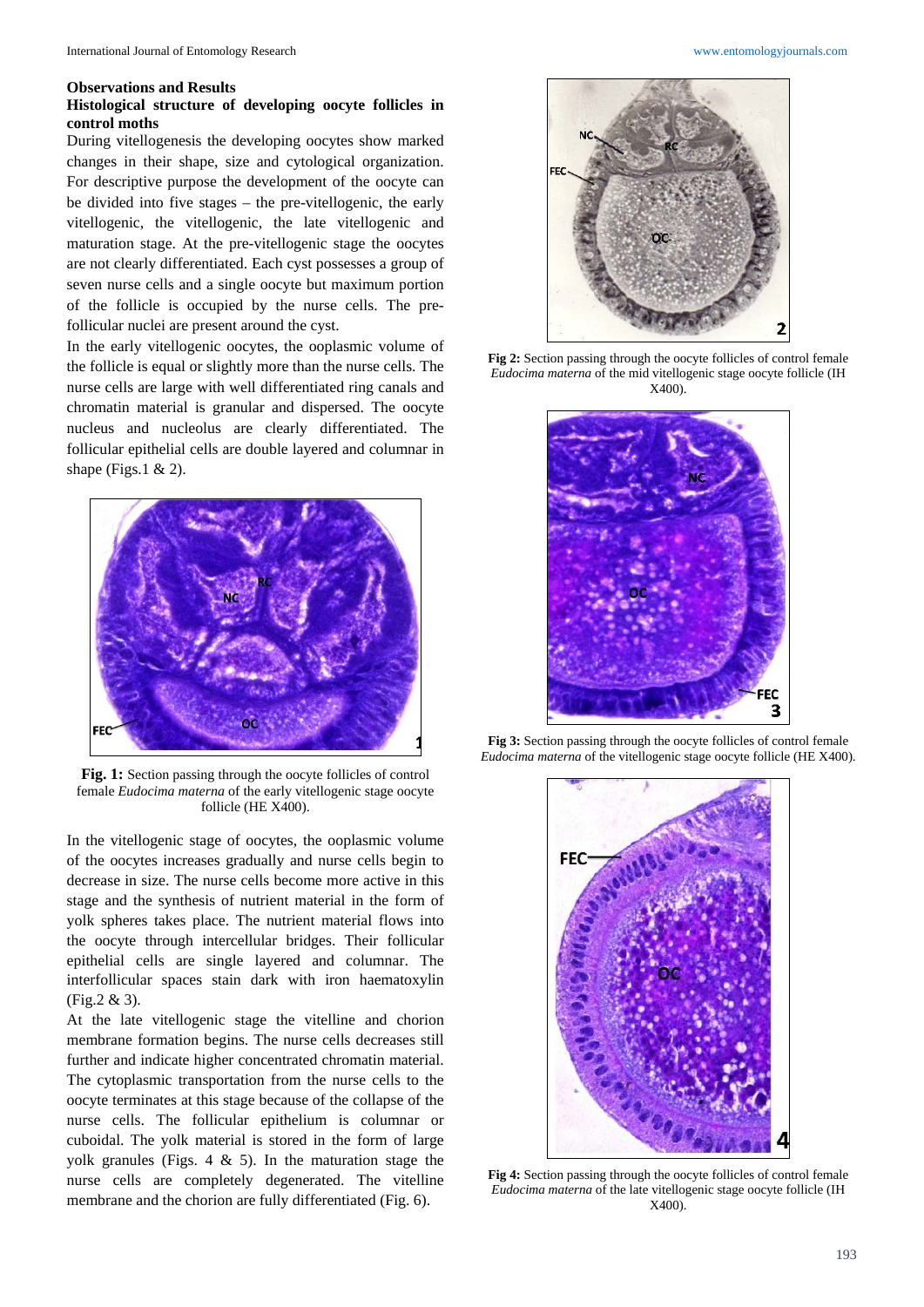## Observations and Results

### Histological structure of developing oocyte follicles in control moths

During vitellogenesis the developing oocytes show marked changes in their shape, size and cytological organization. For descriptive purpose the development of the oocyte can be divided into five stages – the pre-vitellogenic, the early vitellogenic, the vitellogenic, the late vitellogenic and maturation stage. At the pre-vitellogenic stage the oocytes are not clearly differentiated. Each cyst possesses a group of seven nurse cells and a single oocyte but maximum portion of the follicle is occupied by the nurse cells. The pre-follicular nuclei are present around the cyst.

In the early vitellogenic oocytes, the ooplasmic volume of the follicle is equal or slightly more than the nurse cells. The nurse cells are large with well differentiated ring canals and chromatin material is granular and dispersed. The oocyte nucleus and nucleolus are clearly differentiated. The follicular epithelial cells are double layered and columnar in shape (Figs.1 & 2).

**Fig. 1:** Section passing through the oocyte follicles of control female *Eudocima materna* of the early vitellogenic stage oocyte follicle (HE X400).

In the vitellogenic stage of oocytes, the ooplasmic volume of the oocytes increases gradually and nurse cells begin to decrease in size. The nurse cells become more active in this stage and the synthesis of nutrient material in the form of yolk spheres takes place. The nutrient material flows into the oocyte through intercellular bridges. Their follicular epithelial cells are single layered and columnar. The interfollicular spaces stain dark with iron haematoxylin (Fig.2 & 3).

At the late vitellogenic stage the vitelline and chorion membrane formation begins. The nurse cells decreases still further and indicate higher concentrated chromatin material. The cytoplasmic transportation from the nurse cells to the oocyte terminates at this stage because of the collapse of the nurse cells. The follicular epithelium is columnar or cuboidal. The yolk material is stored in the form of large yolk granules (Figs. 4 & 5). In the maturation stage the nurse cells are completely degenerated. The vitelline membrane and the chorion are fully differentiated (Fig. 6).

**Fig 2:** Section passing through the oocyte follicles of control female *Eudocima materna* of the mid vitellogenic stage oocyte follicle (IH X400).

**Fig 3:** Section passing through the oocyte follicles of control female *Eudocima materna* of the vitellogenic stage oocyte follicle (HE X400).

**Fig 4:** Section passing through the oocyte follicles of control female *Eudocima materna* of the late vitellogenic stage oocyte follicle (IH X400).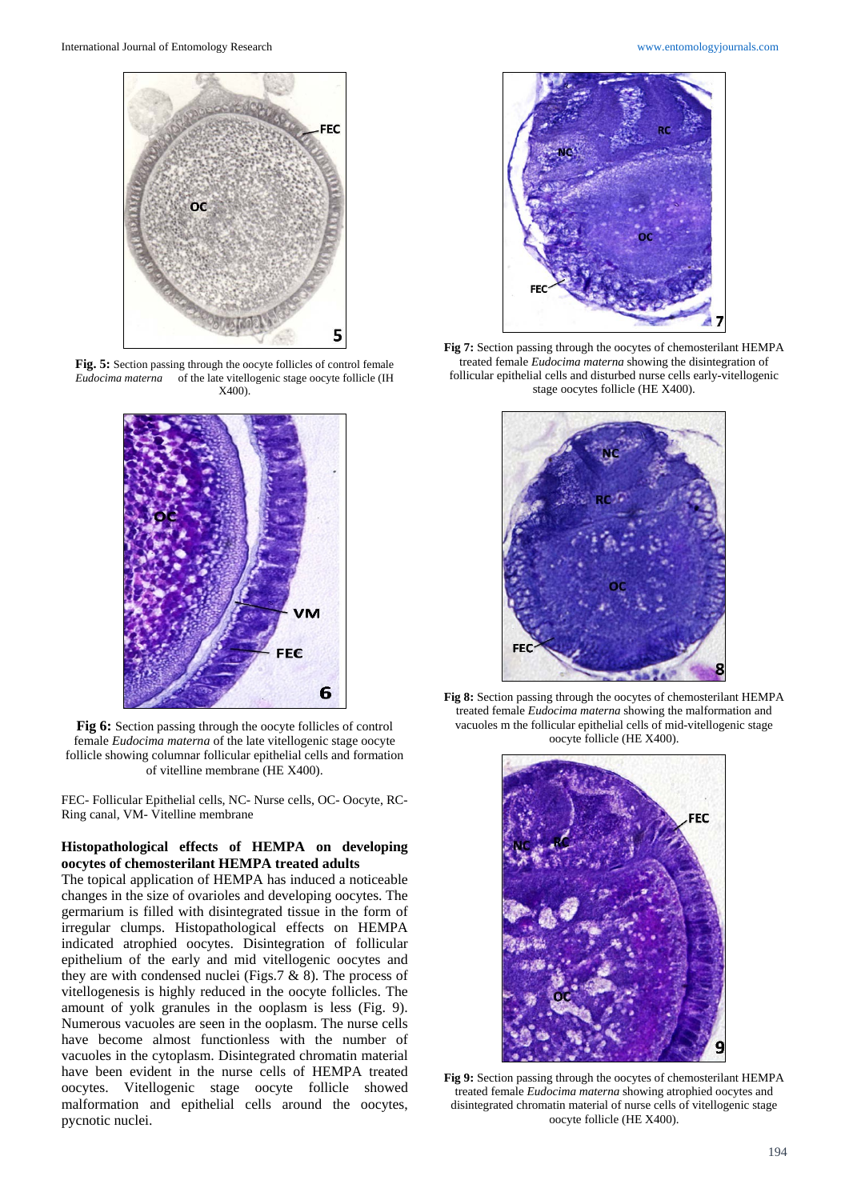**Fig. 5:** Section passing through the oocyte follicles of control female *Eudocima materna* of the late vitellogenic stage oocyte follicle (IH X400).

**Fig 6:** Section passing through the oocyte follicles of control female *Eudocima materna* of the late vitellogenic stage oocyte follicle showing columnar follicular epithelial cells and formation of vitelline membrane (HE X400).

FEC- Follicular Epithelial cells, NC- Nurse cells, OC- Oocyte, RC- Ring canal, VM- Vitelline membrane

### Histopathological effects of HEMPA on developing oocytes of chemosterilant HEMPA treated adults

The topical application of HEMPA has induced a noticeable changes in the size of ovarioles and developing oocytes. The germarium is filled with disintegrated tissue in the form of irregular clumps. Histopathological effects on HEMPA indicated atrophied oocytes. Disintegration of follicular epithelium of the early and mid vitellogenic oocytes and they are with condensed nuclei (Figs.7 & 8). The process of vitellogenesis is highly reduced in the oocyte follicles. The amount of yolk granules in the ooplasm is less (Fig. 9). Numerous vacuoles are seen in the ooplasm. The nurse cells have become almost functionless with the number of vacuoles in the cytoplasm. Disintegrated chromatin material have been evident in the nurse cells of HEMPA treated oocytes. Vitellogenic stage oocyte follicle showed malformation and epithelial cells around the oocytes, pycnotic nuclei.

**Fig 7:** Section passing through the oocytes of chemosterilant HEMPA treated female *Eudocima materna* showing the disintegration of follicular epithelial cells and disturbed nurse cells early-vitellogenic stage oocytes follicle (HE X400).

**Fig 8:** Section passing through the oocytes of chemosterilant HEMPA treated female *Eudocima materna* showing the malformation and vacuoles m the follicular epithelial cells of mid-vitellogenic stage oocyte follicle (HE X400).

**Fig 9:** Section passing through the oocytes of chemosterilant HEMPA treated female *Eudocima materna* showing atrophied oocytes and disintegrated chromatin material of nurse cells of vitellogenic stage oocyte follicle (HE X400).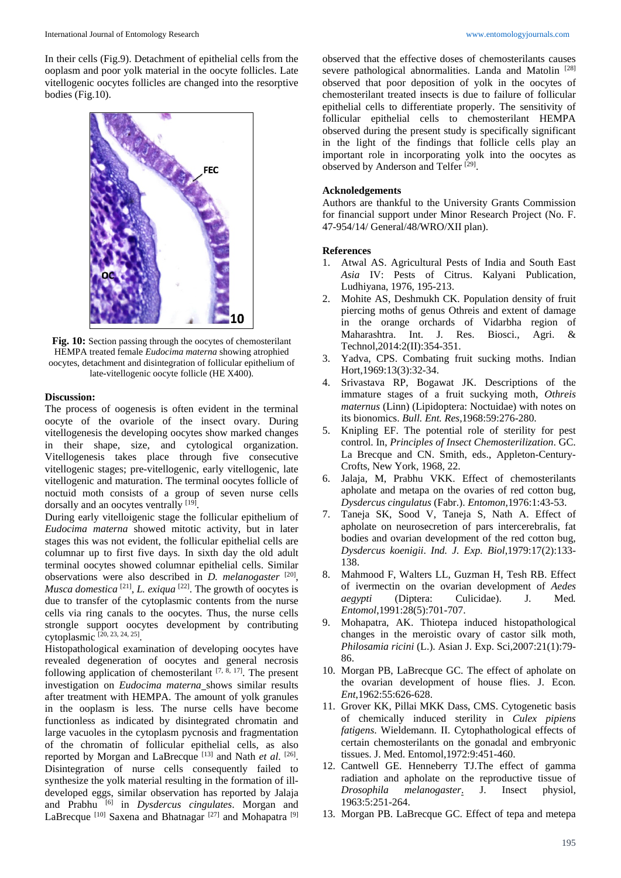In their cells (Fig.9). Detachment of epithelial cells from the ooplasm and poor yolk material in the oocyte follicles. Late vitellogenic oocytes follicles are changed into the resorptive bodies (Fig.10).

**Fig. 10:** Section passing through the oocytes of chemosterilant HEMPA treated female *Eudocima materna* showing atrophied oocytes, detachment and disintegration of follicular epithelium of late-vitellogenic oocyte follicle (HE X400).

### Discussion:

The process of oogenesis is often evident in the terminal oocyte of the ovariole of the insect ovary. During vitellogenesis the developing oocytes show marked changes in their shape, size, and cytological organization. Vitellogenesis takes place through five consecutive vitellogenic stages; pre-vitellogenic, early vitellogenic, late vitellogenic and maturation. The terminal oocytes follicle of noctuid moth consists of a group of seven nurse cells dorsally and an oocytes ventrally [19].

During early vitelloigenic stage the follicular epithelium of *Eudocima materna* showed mitotic activity, but in later stages this was not evident, the follicular epithelial cells are columnar up to first five days. In sixth day the old adult terminal oocytes showed columnar epithelial cells. Similar observations were also described in *D. melanogaster* [20], *Musca domestica* [21], *L. exiqua* [22]. The growth of oocytes is due to transfer of the cytoplasmic contents from the nurse cells via ring canals to the oocytes. Thus, the nurse cells strongle support oocytes development by contributing cytoplasmic [20, 23, 24, 25].

Histopathological examination of developing oocytes have revealed degeneration of oocytes and general necrosis following application of chemosterilant [7, 8, 17]. The present investigation on *Eudocima materna* shows similar results after treatment with HEMPA. The amount of yolk granules in the ooplasm is less. The nurse cells have become functionless as indicated by disintegrated chromatin and large vacuoles in the cytoplasm pycnosis and fragmentation of the chromatin of follicular epithelial cells, as also reported by Morgan and LaBrecque [13] and Nath *et al.* [26]. Disintegration of nurse cells consequently failed to synthesize the yolk material resulting in the formation of ill-developed eggs, similar observation has reported by Jalaja and Prabhu [6] in *Dysdercus cingulates*. Morgan and LaBrecque [10] Saxena and Bhatnagar [27] and Mohapatra [9] observed that the effective doses of chemosterilants causes severe pathological abnormalities. Landa and Matolin [28] observed that poor deposition of yolk in the oocytes of chemosterilant treated insects is due to failure of follicular epithelial cells to differentiate properly. The sensitivity of follicular epithelial cells to chemosterilant HEMPA observed during the present study is specifically significant in the light of the findings that follicle cells play an important role in incorporating yolk into the oocytes as observed by Anderson and Telfer [29].

### Acknoledgements

Authors are thankful to the University Grants Commission for financial support under Minor Research Project (No. F. 47-954/14/ General/48/WRO/XII plan).

### References

1. Atwal AS. Agricultural Pests of India and South East *Asia* IV: Pests of Citrus. Kalyani Publication, Ludhiyana, 1976, 195-213.
2. Mohite AS, Deshmukh CK. Population density of fruit piercing moths of genus Othreis and extent of damage in the orange orchards of Vidarbha region of Maharashtra. Int. J. Res. Biosci., Agri. & Technol,2014:2(II):354-351.
3. Yadva, CPS. Combating fruit sucking moths. Indian Hort,1969:13(3):32-34.
4. Srivastava RP, Bogawat JK. Descriptions of the immature stages of a fruit suckying moth, *Othreis maternus* (Linn) (Lipidoptera: Noctuidae) with notes on its bionomics. *Bull. Ent. Res*,1968:59:276-280.
5. Knipling EF. The potential role of sterility for pest control. In, *Principles of Insect Chemosterilization*. GC. La Brecque and CN. Smith, eds., Appleton-Century-Crofts, New York, 1968, 22.
6. Jalaja, M, Prabhu VKK. Effect of chemosterilants apholate and metapa on the ovaries of red cotton bug, *Dysdercus cingulatus* (Fabr.). *Entomon*,1976:1:43-53.
7. Taneja SK, Sood V, Taneja S, Nath A. Effect of apholate on neurosecretion of pars intercerebralis, fat bodies and ovarian development of the red cotton bug, *Dysdercus koenigii*. *Ind. J. Exp. Biol*,1979:17(2):133-138.
8. Mahmood F, Walters LL, Guzman H, Tesh RB. Effect of ivermectin on the ovarian development of *Aedes aegypti* (Diptera: Culicidae). J. Med. *Entomol*,1991:28(5):701-707.
9. Mohapatra, AK. Thiotepa induced histopathological changes in the meroistic ovary of castor silk moth, *Philosamia ricini* (L.). Asian J. Exp. Sci,2007:21(1):79-86.
10. Morgan PB, LaBrecque GC. The effect of apholate on the ovarian development of house flies. J. Econ. *Ent*,1962:55:626-628.
11. Grover KK, Pillai MKK Dass, CMS. Cytogenetic basis of chemically induced sterility in *Culex pipiens fatigens*. Wieldemann. II. Cytophathological effects of certain chemosterilants on the gonadal and embryonic tissues. J. Med. Entomol,1972:9:451-460.
12. Cantwell GE. Henneberry TJ.The effect of gamma radiation and apholate on the reproductive tissue of *Drosophila melanogaster*. J. Insect physiol, 1963:5:251-264.
13. Morgan PB. LaBrecque GC. Effect of tepa and metepa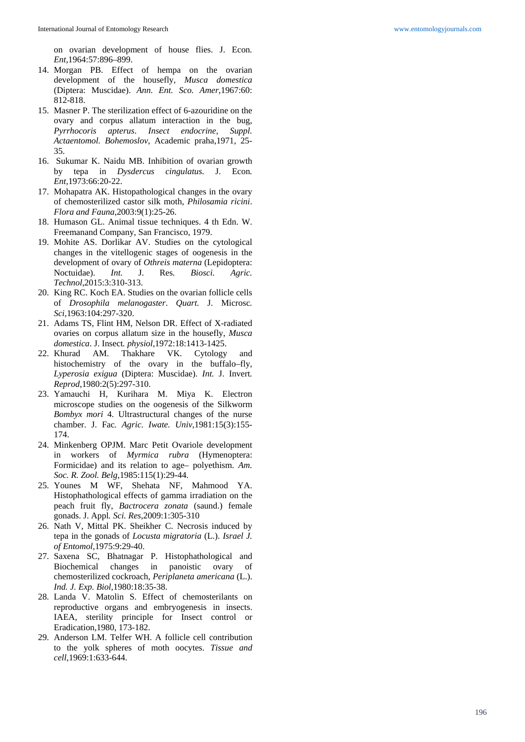on ovarian development of house flies. J. Econ. *Ent*,1964:57:896–899.

14. Morgan PB. Effect of hempa on the ovarian development of the housefly, *Musca domestica* (Diptera: Muscidae). *Ann. Ent. Sco. Amer*,1967:60: 812-818.
15. Masner P. The sterilization effect of 6-azouridine on the ovary and corpus allatum interaction in the bug, *Pyrrhocoris apterus*. *Insect endocrine, Suppl. Actaentomol. Bohemoslov*, Academic praha,1971, 25-35.
16. Sukumar K. Naidu MB. Inhibition of ovarian growth by tepa in *Dysdercus cingulatus.* J. Econ. *Ent*,1973:66:20-22.
17. Mohapatra AK. Histopathological changes in the ovary of chemosterilized castor silk moth, *Philosamia ricini*. *Flora and Fauna*,2003:9(1):25-26.
18. Humason GL. Animal tissue techniques. 4 th Edn. W. Freemanand Company, San Francisco, 1979.
19. Mohite AS. Dorlikar AV. Studies on the cytological changes in the vitellogenic stages of oogenesis in the development of ovary of *Othreis materna* (Lepidoptera: Noctuidae). *Int.* J. Res. *Biosci. Agric. Technol*,2015:3:310-313.
20. King RC. Koch EA. Studies on the ovarian follicle cells of *Drosophila melanogaster*. *Quart.* J. Microsc. *Sci*,1963:104:297-320.
21. Adams TS, Flint HM, Nelson DR. Effect of X-radiated ovaries on corpus allatum size in the housefly, *Musca domestica*. J. Insect. *physiol*,1972:18:1413-1425.
22. Khurad AM. Thakhare VK. Cytology and histochemistry of the ovary in the buffalo–fly, *Lyperosia exigua* (Diptera: Muscidae). *Int.* J. Invert. *Reprod*,1980:2(5):297-310.
23. Yamauchi H, Kurihara M. Miya K. Electron microscope studies on the oogenesis of the Silkworm *Bombyx mori* 4. Ultrastructural changes of the nurse chamber. J. Fac*. Agric. Iwate. Univ*,1981:15(3):155-174.
24. Minkenberg OPJM. Marc Petit Ovariole development in workers of *Myrmica rubra* (Hymenoptera: Formicidae) and its relation to age– polyethism. *Am. Soc. R. Zool. Belg*,1985:115(1):29-44.
25. Younes M WF, Shehata NF, Mahmood YA. Histophathological effects of gamma irradiation on the peach fruit fly, *Bactrocera zonata* (saund.) female gonads. J. Appl*. Sci. Res*,2009:1:305-310
26. Nath V, Mittal PK. Sheikher C. Necrosis induced by tepa in the gonads of *Locusta migratoria* (L.). *Israel J. of Entomol*,1975:9:29-40.
27. Saxena SC, Bhatnagar P. Histophathological and Biochemical changes in panoistic ovary of chemosterilized cockroach, *Periplaneta americana* (L.). *Ind. J. Exp. Biol*,1980:18:35-38.
28. Landa V. Matolin S. Effect of chemosterilants on reproductive organs and embryogenesis in insects. IAEA, sterility principle for Insect control or Eradication,1980, 173-182.
29. Anderson LM. Telfer WH. A follicle cell contribution to the yolk spheres of moth oocytes. *Tissue and cell*,1969:1:633-644.